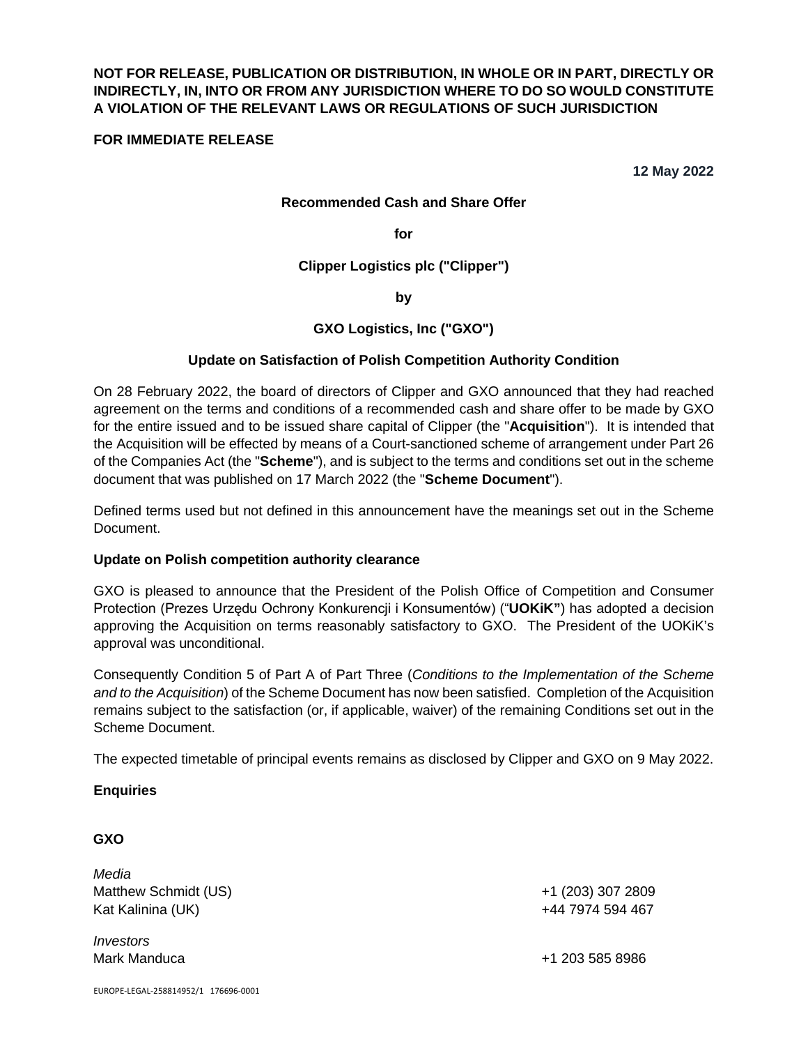**NOT FOR RELEASE, PUBLICATION OR DISTRIBUTION, IN WHOLE OR IN PART, DIRECTLY OR INDIRECTLY, IN, INTO OR FROM ANY JURISDICTION WHERE TO DO SO WOULD CONSTITUTE A VIOLATION OF THE RELEVANT LAWS OR REGULATIONS OF SUCH JURISDICTION**

**FOR IMMEDIATE RELEASE**

**12 May 2022**

**Recommended Cash and Share Offer**

**for**

**Clipper Logistics plc ("Clipper")**

**by**

**GXO Logistics, Inc ("GXO")**

**Update on Satisfaction of Polish Competition Authority Condition**

On 28 February 2022, the board of directors of Clipper and GXO announced that they had reached agreement on the terms and conditions of a recommended cash and share offer to be made by GXO for the entire issued and to be issued share capital of Clipper (the "**Acquisition**"). It is intended that the Acquisition will be effected by means of a Court-sanctioned scheme of arrangement under Part 26 of the Companies Act (the "**Scheme**"), and is subject to the terms and conditions set out in the scheme document that was published on 17 March 2022 (the "**Scheme Document**").

Defined terms used but not defined in this announcement have the meanings set out in the Scheme Document.

**Update on Polish competition authority clearance**

GXO is pleased to announce that the President of the Polish Office of Competition and Consumer Protection (Prezes Urzędu Ochrony Konkurencji i Konsumentów) ("**UOKiK"**) has adopted a decision approving the Acquisition on terms reasonably satisfactory to GXO. The President of the UOKiK's approval was unconditional.

Consequently Condition 5 of Part A of Part Three (*Conditions to the Implementation of the Scheme and to the Acquisition*) of the Scheme Document has now been satisfied. Completion of the Acquisition remains subject to the satisfaction (or, if applicable, waiver) of the remaining Conditions set out in the Scheme Document.

The expected timetable of principal events remains as disclosed by Clipper and GXO on 9 May 2022.

**Enquiries**

**GXO**

| | |
|---|---|
| *Media* | |
| Matthew Schmidt (US) | +1 (203) 307 2809 |
| Kat Kalinina (UK) | +44 7974 594 467 |
| *Investors* | |
| Mark Manduca | +1 203 585 8986 |

EUROPE-LEGAL-258814952/1 176696-0001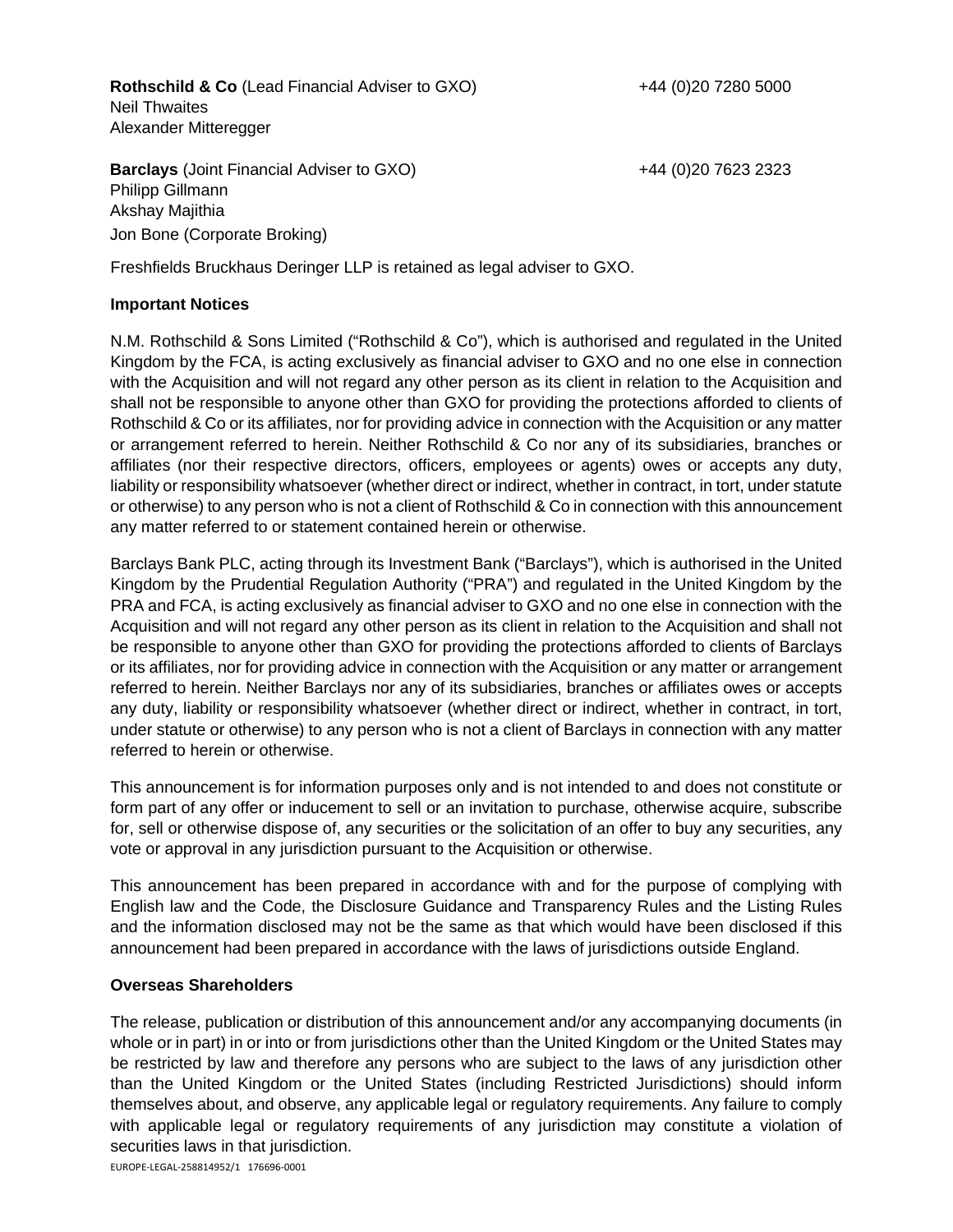**Rothschild & Co** (Lead Financial Adviser to GXO) +44 (0)20 7280 5000
Neil Thwaites
Alexander Mitteregger

**Barclays** (Joint Financial Adviser to GXO) +44 (0)20 7623 2323
Philipp Gillmann
Akshay Majithia
Jon Bone (Corporate Broking)

Freshfields Bruckhaus Deringer LLP is retained as legal adviser to GXO.

**Important Notices**

N.M. Rothschild & Sons Limited ("Rothschild & Co"), which is authorised and regulated in the United Kingdom by the FCA, is acting exclusively as financial adviser to GXO and no one else in connection with the Acquisition and will not regard any other person as its client in relation to the Acquisition and shall not be responsible to anyone other than GXO for providing the protections afforded to clients of Rothschild & Co or its affiliates, nor for providing advice in connection with the Acquisition or any matter or arrangement referred to herein. Neither Rothschild & Co nor any of its subsidiaries, branches or affiliates (nor their respective directors, officers, employees or agents) owes or accepts any duty, liability or responsibility whatsoever (whether direct or indirect, whether in contract, in tort, under statute or otherwise) to any person who is not a client of Rothschild & Co in connection with this announcement any matter referred to or statement contained herein or otherwise.

Barclays Bank PLC, acting through its Investment Bank ("Barclays"), which is authorised in the United Kingdom by the Prudential Regulation Authority ("PRA") and regulated in the United Kingdom by the PRA and FCA, is acting exclusively as financial adviser to GXO and no one else in connection with the Acquisition and will not regard any other person as its client in relation to the Acquisition and shall not be responsible to anyone other than GXO for providing the protections afforded to clients of Barclays or its affiliates, nor for providing advice in connection with the Acquisition or any matter or arrangement referred to herein. Neither Barclays nor any of its subsidiaries, branches or affiliates owes or accepts any duty, liability or responsibility whatsoever (whether direct or indirect, whether in contract, in tort, under statute or otherwise) to any person who is not a client of Barclays in connection with any matter referred to herein or otherwise.

This announcement is for information purposes only and is not intended to and does not constitute or form part of any offer or inducement to sell or an invitation to purchase, otherwise acquire, subscribe for, sell or otherwise dispose of, any securities or the solicitation of an offer to buy any securities, any vote or approval in any jurisdiction pursuant to the Acquisition or otherwise.

This announcement has been prepared in accordance with and for the purpose of complying with English law and the Code, the Disclosure Guidance and Transparency Rules and the Listing Rules and the information disclosed may not be the same as that which would have been disclosed if this announcement had been prepared in accordance with the laws of jurisdictions outside England.

**Overseas Shareholders**

The release, publication or distribution of this announcement and/or any accompanying documents (in whole or in part) in or into or from jurisdictions other than the United Kingdom or the United States may be restricted by law and therefore any persons who are subject to the laws of any jurisdiction other than the United Kingdom or the United States (including Restricted Jurisdictions) should inform themselves about, and observe, any applicable legal or regulatory requirements. Any failure to comply with applicable legal or regulatory requirements of any jurisdiction may constitute a violation of securities laws in that jurisdiction.

EUROPE-LEGAL-258814952/1 176696-0001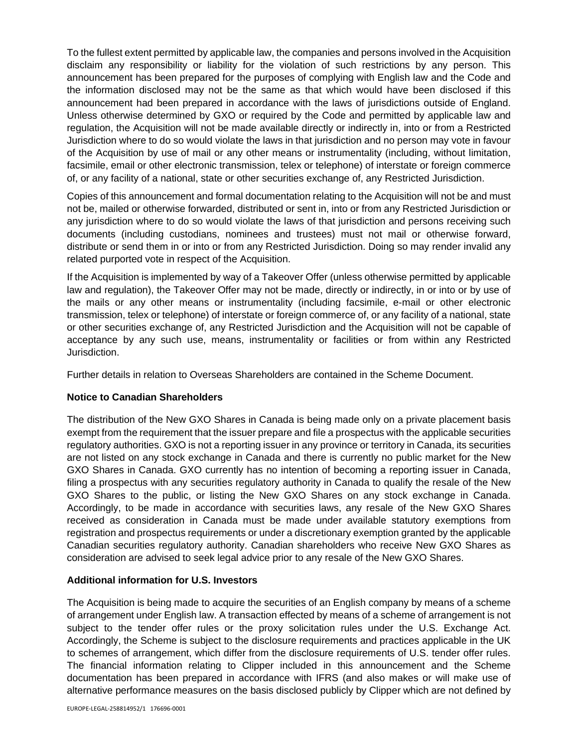To the fullest extent permitted by applicable law, the companies and persons involved in the Acquisition disclaim any responsibility or liability for the violation of such restrictions by any person. This announcement has been prepared for the purposes of complying with English law and the Code and the information disclosed may not be the same as that which would have been disclosed if this announcement had been prepared in accordance with the laws of jurisdictions outside of England. Unless otherwise determined by GXO or required by the Code and permitted by applicable law and regulation, the Acquisition will not be made available directly or indirectly in, into or from a Restricted Jurisdiction where to do so would violate the laws in that jurisdiction and no person may vote in favour of the Acquisition by use of mail or any other means or instrumentality (including, without limitation, facsimile, email or other electronic transmission, telex or telephone) of interstate or foreign commerce of, or any facility of a national, state or other securities exchange of, any Restricted Jurisdiction.

Copies of this announcement and formal documentation relating to the Acquisition will not be and must not be, mailed or otherwise forwarded, distributed or sent in, into or from any Restricted Jurisdiction or any jurisdiction where to do so would violate the laws of that jurisdiction and persons receiving such documents (including custodians, nominees and trustees) must not mail or otherwise forward, distribute or send them in or into or from any Restricted Jurisdiction. Doing so may render invalid any related purported vote in respect of the Acquisition.

If the Acquisition is implemented by way of a Takeover Offer (unless otherwise permitted by applicable law and regulation), the Takeover Offer may not be made, directly or indirectly, in or into or by use of the mails or any other means or instrumentality (including facsimile, e-mail or other electronic transmission, telex or telephone) of interstate or foreign commerce of, or any facility of a national, state or other securities exchange of, any Restricted Jurisdiction and the Acquisition will not be capable of acceptance by any such use, means, instrumentality or facilities or from within any Restricted Jurisdiction.

Further details in relation to Overseas Shareholders are contained in the Scheme Document.

**Notice to Canadian Shareholders**

The distribution of the New GXO Shares in Canada is being made only on a private placement basis exempt from the requirement that the issuer prepare and file a prospectus with the applicable securities regulatory authorities. GXO is not a reporting issuer in any province or territory in Canada, its securities are not listed on any stock exchange in Canada and there is currently no public market for the New GXO Shares in Canada. GXO currently has no intention of becoming a reporting issuer in Canada, filing a prospectus with any securities regulatory authority in Canada to qualify the resale of the New GXO Shares to the public, or listing the New GXO Shares on any stock exchange in Canada. Accordingly, to be made in accordance with securities laws, any resale of the New GXO Shares received as consideration in Canada must be made under available statutory exemptions from registration and prospectus requirements or under a discretionary exemption granted by the applicable Canadian securities regulatory authority. Canadian shareholders who receive New GXO Shares as consideration are advised to seek legal advice prior to any resale of the New GXO Shares.

**Additional information for U.S. Investors**

The Acquisition is being made to acquire the securities of an English company by means of a scheme of arrangement under English law. A transaction effected by means of a scheme of arrangement is not subject to the tender offer rules or the proxy solicitation rules under the U.S. Exchange Act. Accordingly, the Scheme is subject to the disclosure requirements and practices applicable in the UK to schemes of arrangement, which differ from the disclosure requirements of U.S. tender offer rules. The financial information relating to Clipper included in this announcement and the Scheme documentation has been prepared in accordance with IFRS (and also makes or will make use of alternative performance measures on the basis disclosed publicly by Clipper which are not defined by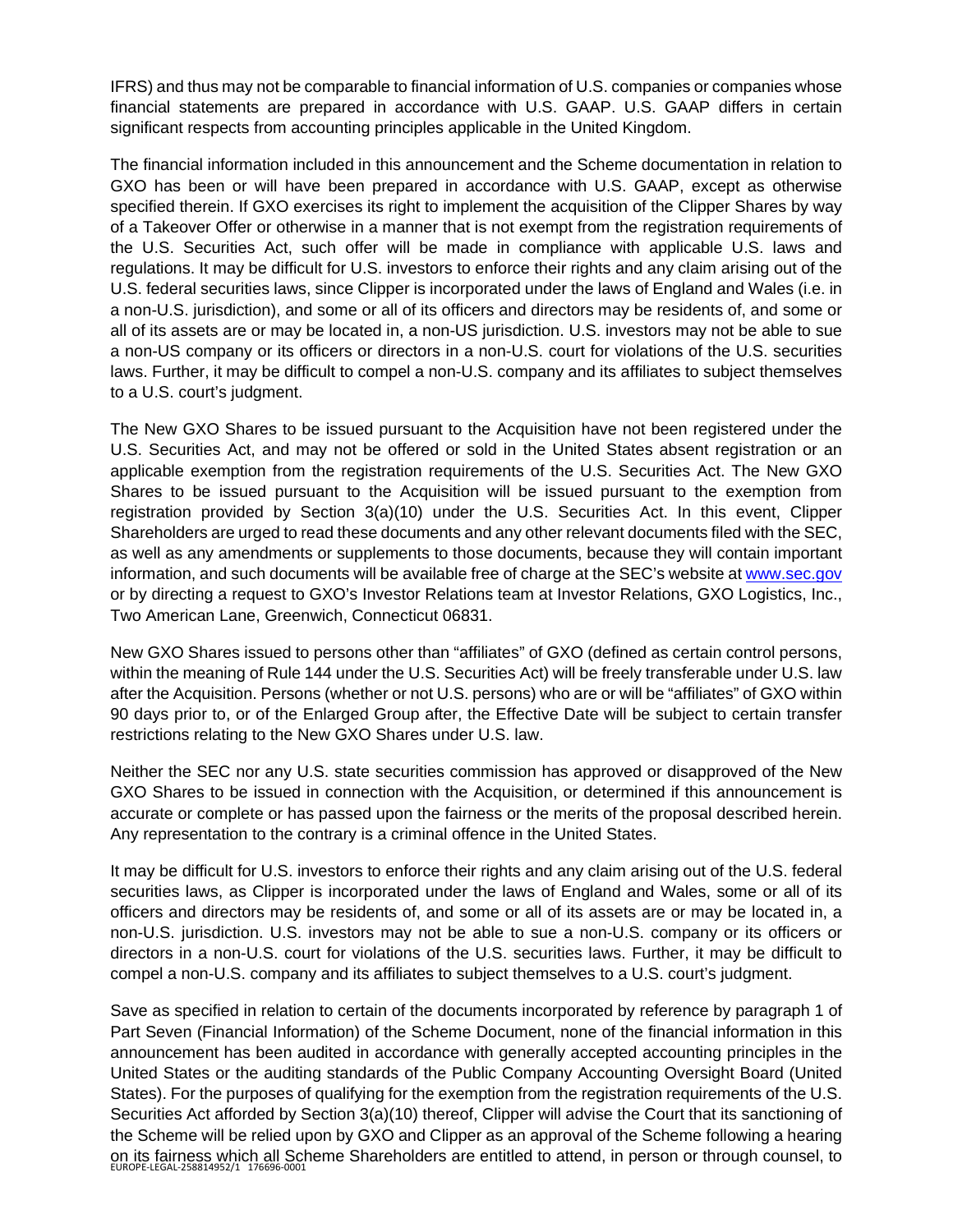IFRS) and thus may not be comparable to financial information of U.S. companies or companies whose financial statements are prepared in accordance with U.S. GAAP. U.S. GAAP differs in certain significant respects from accounting principles applicable in the United Kingdom.

The financial information included in this announcement and the Scheme documentation in relation to GXO has been or will have been prepared in accordance with U.S. GAAP, except as otherwise specified therein. If GXO exercises its right to implement the acquisition of the Clipper Shares by way of a Takeover Offer or otherwise in a manner that is not exempt from the registration requirements of the U.S. Securities Act, such offer will be made in compliance with applicable U.S. laws and regulations. It may be difficult for U.S. investors to enforce their rights and any claim arising out of the U.S. federal securities laws, since Clipper is incorporated under the laws of England and Wales (i.e. in a non-U.S. jurisdiction), and some or all of its officers and directors may be residents of, and some or all of its assets are or may be located in, a non-US jurisdiction. U.S. investors may not be able to sue a non-US company or its officers or directors in a non-U.S. court for violations of the U.S. securities laws. Further, it may be difficult to compel a non-U.S. company and its affiliates to subject themselves to a U.S. court's judgment.

The New GXO Shares to be issued pursuant to the Acquisition have not been registered under the U.S. Securities Act, and may not be offered or sold in the United States absent registration or an applicable exemption from the registration requirements of the U.S. Securities Act. The New GXO Shares to be issued pursuant to the Acquisition will be issued pursuant to the exemption from registration provided by Section 3(a)(10) under the U.S. Securities Act. In this event, Clipper Shareholders are urged to read these documents and any other relevant documents filed with the SEC, as well as any amendments or supplements to those documents, because they will contain important information, and such documents will be available free of charge at the SEC's website at www.sec.gov or by directing a request to GXO's Investor Relations team at Investor Relations, GXO Logistics, Inc., Two American Lane, Greenwich, Connecticut 06831.

New GXO Shares issued to persons other than "affiliates" of GXO (defined as certain control persons, within the meaning of Rule 144 under the U.S. Securities Act) will be freely transferable under U.S. law after the Acquisition. Persons (whether or not U.S. persons) who are or will be "affiliates" of GXO within 90 days prior to, or of the Enlarged Group after, the Effective Date will be subject to certain transfer restrictions relating to the New GXO Shares under U.S. law.

Neither the SEC nor any U.S. state securities commission has approved or disapproved of the New GXO Shares to be issued in connection with the Acquisition, or determined if this announcement is accurate or complete or has passed upon the fairness or the merits of the proposal described herein. Any representation to the contrary is a criminal offence in the United States.

It may be difficult for U.S. investors to enforce their rights and any claim arising out of the U.S. federal securities laws, as Clipper is incorporated under the laws of England and Wales, some or all of its officers and directors may be residents of, and some or all of its assets are or may be located in, a non-U.S. jurisdiction. U.S. investors may not be able to sue a non-U.S. company or its officers or directors in a non-U.S. court for violations of the U.S. securities laws. Further, it may be difficult to compel a non-U.S. company and its affiliates to subject themselves to a U.S. court's judgment.

Save as specified in relation to certain of the documents incorporated by reference by paragraph 1 of Part Seven (Financial Information) of the Scheme Document, none of the financial information in this announcement has been audited in accordance with generally accepted accounting principles in the United States or the auditing standards of the Public Company Accounting Oversight Board (United States). For the purposes of qualifying for the exemption from the registration requirements of the U.S. Securities Act afforded by Section 3(a)(10) thereof, Clipper will advise the Court that its sanctioning of the Scheme will be relied upon by GXO and Clipper as an approval of the Scheme following a hearing on its fairness which all Scheme Shareholders are entitled to attend, in person or through counsel, to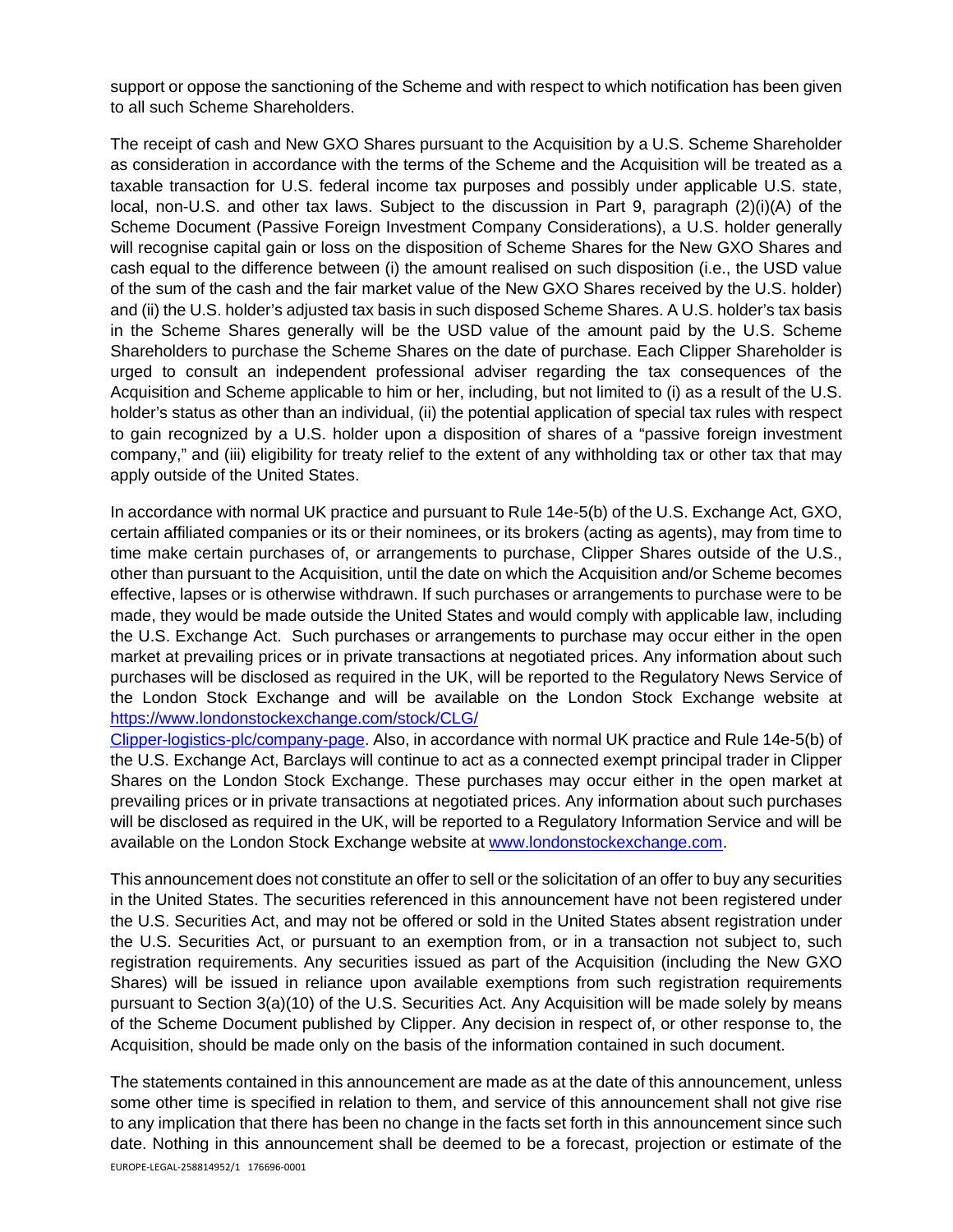support or oppose the sanctioning of the Scheme and with respect to which notification has been given to all such Scheme Shareholders.

The receipt of cash and New GXO Shares pursuant to the Acquisition by a U.S. Scheme Shareholder as consideration in accordance with the terms of the Scheme and the Acquisition will be treated as a taxable transaction for U.S. federal income tax purposes and possibly under applicable U.S. state, local, non-U.S. and other tax laws. Subject to the discussion in Part 9, paragraph (2)(i)(A) of the Scheme Document (Passive Foreign Investment Company Considerations), a U.S. holder generally will recognise capital gain or loss on the disposition of Scheme Shares for the New GXO Shares and cash equal to the difference between (i) the amount realised on such disposition (i.e., the USD value of the sum of the cash and the fair market value of the New GXO Shares received by the U.S. holder) and (ii) the U.S. holder's adjusted tax basis in such disposed Scheme Shares. A U.S. holder's tax basis in the Scheme Shares generally will be the USD value of the amount paid by the U.S. Scheme Shareholders to purchase the Scheme Shares on the date of purchase. Each Clipper Shareholder is urged to consult an independent professional adviser regarding the tax consequences of the Acquisition and Scheme applicable to him or her, including, but not limited to (i) as a result of the U.S. holder's status as other than an individual, (ii) the potential application of special tax rules with respect to gain recognized by a U.S. holder upon a disposition of shares of a "passive foreign investment company," and (iii) eligibility for treaty relief to the extent of any withholding tax or other tax that may apply outside of the United States.

In accordance with normal UK practice and pursuant to Rule 14e-5(b) of the U.S. Exchange Act, GXO, certain affiliated companies or its or their nominees, or its brokers (acting as agents), may from time to time make certain purchases of, or arrangements to purchase, Clipper Shares outside of the U.S., other than pursuant to the Acquisition, until the date on which the Acquisition and/or Scheme becomes effective, lapses or is otherwise withdrawn. If such purchases or arrangements to purchase were to be made, they would be made outside the United States and would comply with applicable law, including the U.S. Exchange Act. Such purchases or arrangements to purchase may occur either in the open market at prevailing prices or in private transactions at negotiated prices. Any information about such purchases will be disclosed as required in the UK, will be reported to the Regulatory News Service of the London Stock Exchange and will be available on the London Stock Exchange website at https://www.londonstockexchange.com/stock/CLG/Clipper-logistics-plc/company-page. Also, in accordance with normal UK practice and Rule 14e-5(b) of the U.S. Exchange Act, Barclays will continue to act as a connected exempt principal trader in Clipper Shares on the London Stock Exchange. These purchases may occur either in the open market at prevailing prices or in private transactions at negotiated prices. Any information about such purchases will be disclosed as required in the UK, will be reported to a Regulatory Information Service and will be available on the London Stock Exchange website at www.londonstockexchange.com.

This announcement does not constitute an offer to sell or the solicitation of an offer to buy any securities in the United States. The securities referenced in this announcement have not been registered under the U.S. Securities Act, and may not be offered or sold in the United States absent registration under the U.S. Securities Act, or pursuant to an exemption from, or in a transaction not subject to, such registration requirements. Any securities issued as part of the Acquisition (including the New GXO Shares) will be issued in reliance upon available exemptions from such registration requirements pursuant to Section 3(a)(10) of the U.S. Securities Act. Any Acquisition will be made solely by means of the Scheme Document published by Clipper. Any decision in respect of, or other response to, the Acquisition, should be made only on the basis of the information contained in such document.

The statements contained in this announcement are made as at the date of this announcement, unless some other time is specified in relation to them, and service of this announcement shall not give rise to any implication that there has been no change in the facts set forth in this announcement since such date. Nothing in this announcement shall be deemed to be a forecast, projection or estimate of the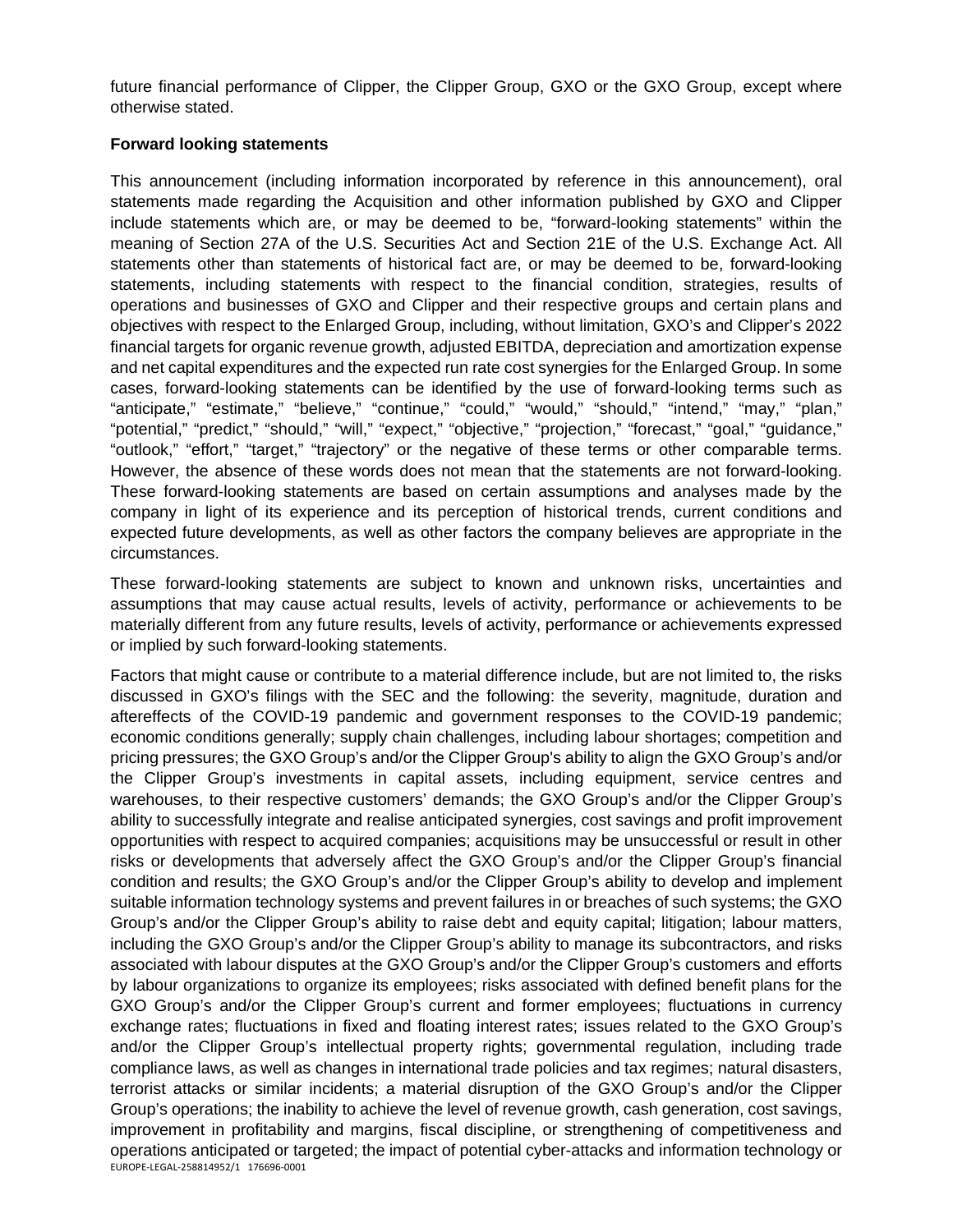future financial performance of Clipper, the Clipper Group, GXO or the GXO Group, except where otherwise stated.

**Forward looking statements**

This announcement (including information incorporated by reference in this announcement), oral statements made regarding the Acquisition and other information published by GXO and Clipper include statements which are, or may be deemed to be, "forward-looking statements" within the meaning of Section 27A of the U.S. Securities Act and Section 21E of the U.S. Exchange Act. All statements other than statements of historical fact are, or may be deemed to be, forward-looking statements, including statements with respect to the financial condition, strategies, results of operations and businesses of GXO and Clipper and their respective groups and certain plans and objectives with respect to the Enlarged Group, including, without limitation, GXO's and Clipper's 2022 financial targets for organic revenue growth, adjusted EBITDA, depreciation and amortization expense and net capital expenditures and the expected run rate cost synergies for the Enlarged Group. In some cases, forward-looking statements can be identified by the use of forward-looking terms such as "anticipate," "estimate," "believe," "continue," "could," "would," "should," "intend," "may," "plan," "potential," "predict," "should," "will," "expect," "objective," "projection," "forecast," "goal," "guidance," "outlook," "effort," "target," "trajectory" or the negative of these terms or other comparable terms. However, the absence of these words does not mean that the statements are not forward-looking. These forward-looking statements are based on certain assumptions and analyses made by the company in light of its experience and its perception of historical trends, current conditions and expected future developments, as well as other factors the company believes are appropriate in the circumstances.

These forward-looking statements are subject to known and unknown risks, uncertainties and assumptions that may cause actual results, levels of activity, performance or achievements to be materially different from any future results, levels of activity, performance or achievements expressed or implied by such forward-looking statements.

Factors that might cause or contribute to a material difference include, but are not limited to, the risks discussed in GXO's filings with the SEC and the following: the severity, magnitude, duration and aftereffects of the COVID-19 pandemic and government responses to the COVID-19 pandemic; economic conditions generally; supply chain challenges, including labour shortages; competition and pricing pressures; the GXO Group's and/or the Clipper Group's ability to align the GXO Group's and/or the Clipper Group's investments in capital assets, including equipment, service centres and warehouses, to their respective customers' demands; the GXO Group's and/or the Clipper Group's ability to successfully integrate and realise anticipated synergies, cost savings and profit improvement opportunities with respect to acquired companies; acquisitions may be unsuccessful or result in other risks or developments that adversely affect the GXO Group's and/or the Clipper Group's financial condition and results; the GXO Group's and/or the Clipper Group's ability to develop and implement suitable information technology systems and prevent failures in or breaches of such systems; the GXO Group's and/or the Clipper Group's ability to raise debt and equity capital; litigation; labour matters, including the GXO Group's and/or the Clipper Group's ability to manage its subcontractors, and risks associated with labour disputes at the GXO Group's and/or the Clipper Group's customers and efforts by labour organizations to organize its employees; risks associated with defined benefit plans for the GXO Group's and/or the Clipper Group's current and former employees; fluctuations in currency exchange rates; fluctuations in fixed and floating interest rates; issues related to the GXO Group's and/or the Clipper Group's intellectual property rights; governmental regulation, including trade compliance laws, as well as changes in international trade policies and tax regimes; natural disasters, terrorist attacks or similar incidents; a material disruption of the GXO Group's and/or the Clipper Group's operations; the inability to achieve the level of revenue growth, cash generation, cost savings, improvement in profitability and margins, fiscal discipline, or strengthening of competitiveness and operations anticipated or targeted; the impact of potential cyber-attacks and information technology or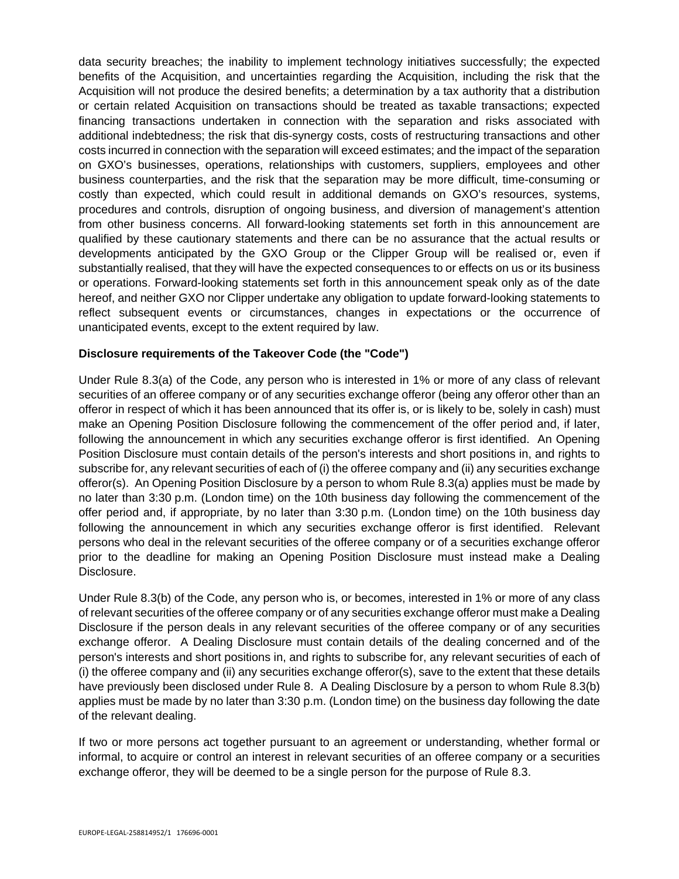data security breaches; the inability to implement technology initiatives successfully; the expected benefits of the Acquisition, and uncertainties regarding the Acquisition, including the risk that the Acquisition will not produce the desired benefits; a determination by a tax authority that a distribution or certain related Acquisition on transactions should be treated as taxable transactions; expected financing transactions undertaken in connection with the separation and risks associated with additional indebtedness; the risk that dis-synergy costs, costs of restructuring transactions and other costs incurred in connection with the separation will exceed estimates; and the impact of the separation on GXO's businesses, operations, relationships with customers, suppliers, employees and other business counterparties, and the risk that the separation may be more difficult, time-consuming or costly than expected, which could result in additional demands on GXO's resources, systems, procedures and controls, disruption of ongoing business, and diversion of management's attention from other business concerns. All forward-looking statements set forth in this announcement are qualified by these cautionary statements and there can be no assurance that the actual results or developments anticipated by the GXO Group or the Clipper Group will be realised or, even if substantially realised, that they will have the expected consequences to or effects on us or its business or operations. Forward-looking statements set forth in this announcement speak only as of the date hereof, and neither GXO nor Clipper undertake any obligation to update forward-looking statements to reflect subsequent events or circumstances, changes in expectations or the occurrence of unanticipated events, except to the extent required by law.

**Disclosure requirements of the Takeover Code (the "Code")**

Under Rule 8.3(a) of the Code, any person who is interested in 1% or more of any class of relevant securities of an offeree company or of any securities exchange offeror (being any offeror other than an offeror in respect of which it has been announced that its offer is, or is likely to be, solely in cash) must make an Opening Position Disclosure following the commencement of the offer period and, if later, following the announcement in which any securities exchange offeror is first identified. An Opening Position Disclosure must contain details of the person's interests and short positions in, and rights to subscribe for, any relevant securities of each of (i) the offeree company and (ii) any securities exchange offeror(s). An Opening Position Disclosure by a person to whom Rule 8.3(a) applies must be made by no later than 3:30 p.m. (London time) on the 10th business day following the commencement of the offer period and, if appropriate, by no later than 3:30 p.m. (London time) on the 10th business day following the announcement in which any securities exchange offeror is first identified. Relevant persons who deal in the relevant securities of the offeree company or of a securities exchange offeror prior to the deadline for making an Opening Position Disclosure must instead make a Dealing Disclosure.

Under Rule 8.3(b) of the Code, any person who is, or becomes, interested in 1% or more of any class of relevant securities of the offeree company or of any securities exchange offeror must make a Dealing Disclosure if the person deals in any relevant securities of the offeree company or of any securities exchange offeror. A Dealing Disclosure must contain details of the dealing concerned and of the person's interests and short positions in, and rights to subscribe for, any relevant securities of each of (i) the offeree company and (ii) any securities exchange offeror(s), save to the extent that these details have previously been disclosed under Rule 8. A Dealing Disclosure by a person to whom Rule 8.3(b) applies must be made by no later than 3:30 p.m. (London time) on the business day following the date of the relevant dealing.

If two or more persons act together pursuant to an agreement or understanding, whether formal or informal, to acquire or control an interest in relevant securities of an offeree company or a securities exchange offeror, they will be deemed to be a single person for the purpose of Rule 8.3.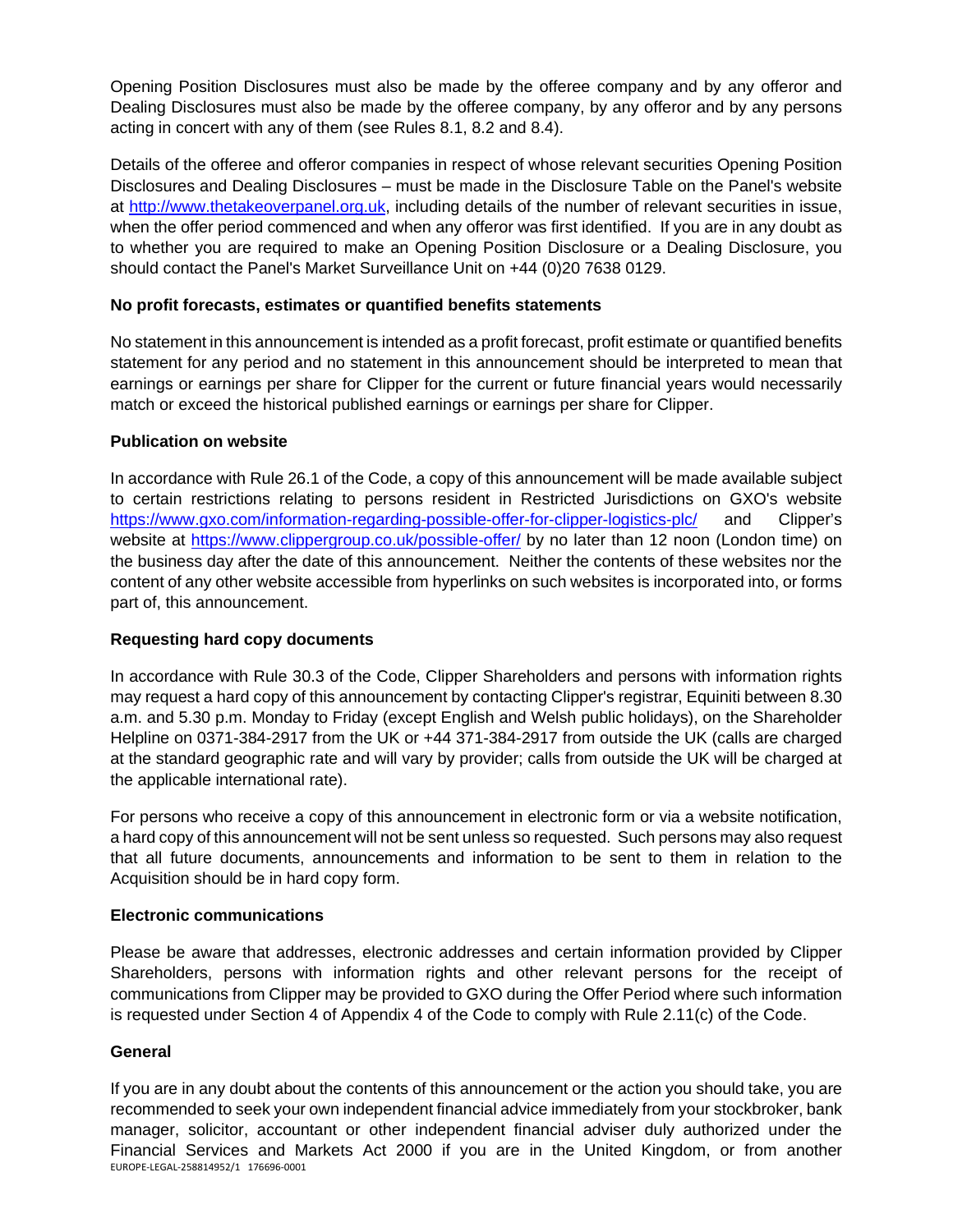Opening Position Disclosures must also be made by the offeree company and by any offeror and Dealing Disclosures must also be made by the offeree company, by any offeror and by any persons acting in concert with any of them (see Rules 8.1, 8.2 and 8.4).

Details of the offeree and offeror companies in respect of whose relevant securities Opening Position Disclosures and Dealing Disclosures – must be made in the Disclosure Table on the Panel's website at http://www.thetakeoverpanel.org.uk, including details of the number of relevant securities in issue, when the offer period commenced and when any offeror was first identified. If you are in any doubt as to whether you are required to make an Opening Position Disclosure or a Dealing Disclosure, you should contact the Panel's Market Surveillance Unit on +44 (0)20 7638 0129.

**No profit forecasts, estimates or quantified benefits statements**

No statement in this announcement is intended as a profit forecast, profit estimate or quantified benefits statement for any period and no statement in this announcement should be interpreted to mean that earnings or earnings per share for Clipper for the current or future financial years would necessarily match or exceed the historical published earnings or earnings per share for Clipper.

**Publication on website**

In accordance with Rule 26.1 of the Code, a copy of this announcement will be made available subject to certain restrictions relating to persons resident in Restricted Jurisdictions on GXO's website https://www.gxo.com/information-regarding-possible-offer-for-clipper-logistics-plc/ and Clipper's website at https://www.clippergroup.co.uk/possible-offer/ by no later than 12 noon (London time) on the business day after the date of this announcement. Neither the contents of these websites nor the content of any other website accessible from hyperlinks on such websites is incorporated into, or forms part of, this announcement.

**Requesting hard copy documents**

In accordance with Rule 30.3 of the Code, Clipper Shareholders and persons with information rights may request a hard copy of this announcement by contacting Clipper's registrar, Equiniti between 8.30 a.m. and 5.30 p.m. Monday to Friday (except English and Welsh public holidays), on the Shareholder Helpline on 0371-384-2917 from the UK or +44 371-384-2917 from outside the UK (calls are charged at the standard geographic rate and will vary by provider; calls from outside the UK will be charged at the applicable international rate).

For persons who receive a copy of this announcement in electronic form or via a website notification, a hard copy of this announcement will not be sent unless so requested. Such persons may also request that all future documents, announcements and information to be sent to them in relation to the Acquisition should be in hard copy form.

**Electronic communications**

Please be aware that addresses, electronic addresses and certain information provided by Clipper Shareholders, persons with information rights and other relevant persons for the receipt of communications from Clipper may be provided to GXO during the Offer Period where such information is requested under Section 4 of Appendix 4 of the Code to comply with Rule 2.11(c) of the Code.

**General**

If you are in any doubt about the contents of this announcement or the action you should take, you are recommended to seek your own independent financial advice immediately from your stockbroker, bank manager, solicitor, accountant or other independent financial adviser duly authorized under the Financial Services and Markets Act 2000 if you are in the United Kingdom, or from another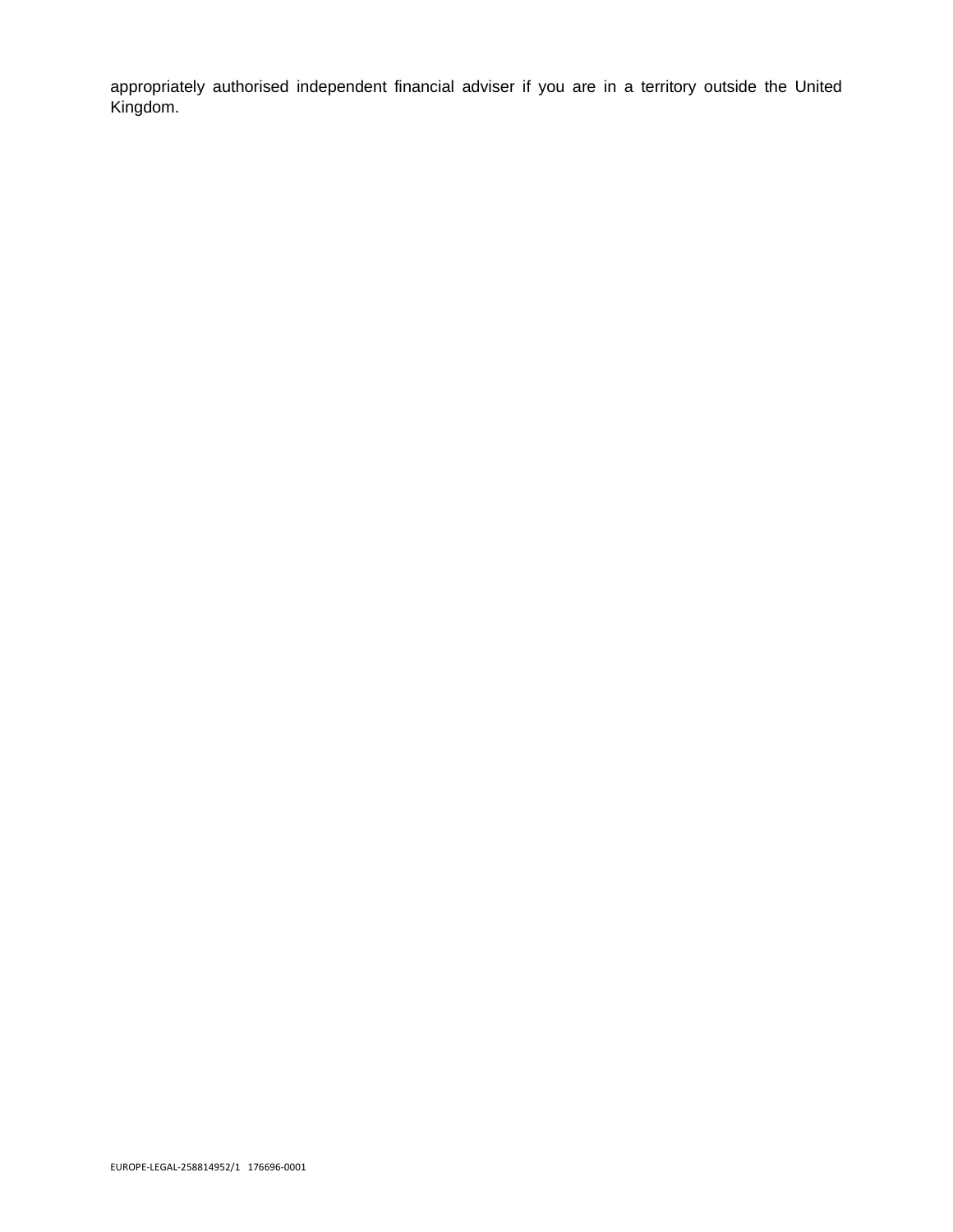appropriately authorised independent financial adviser if you are in a territory outside the United Kingdom.